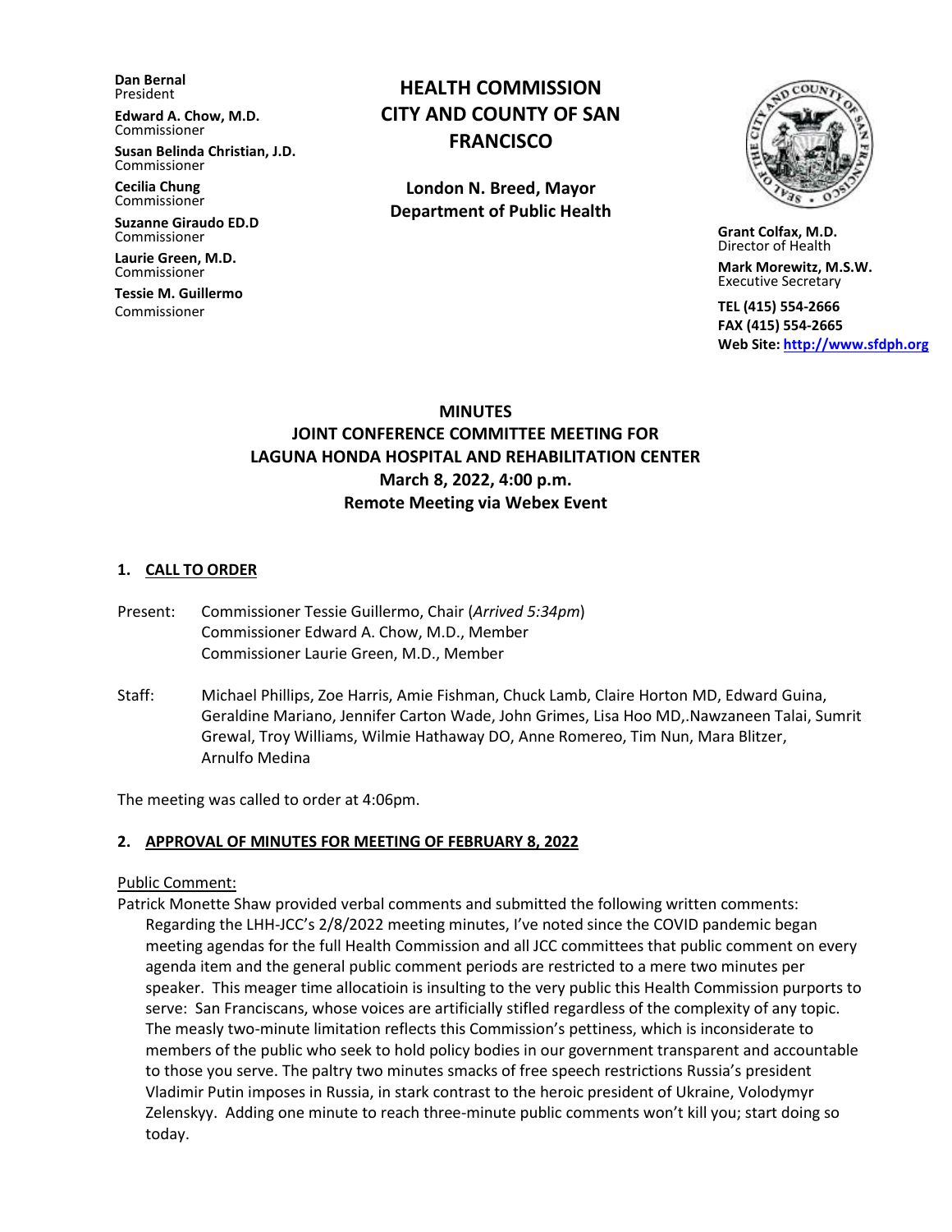**Dan Bernal**
President

**Edward A. Chow, M.D.**
Commissioner

**Susan Belinda Christian, J.D.**
Commissioner

**Cecilia Chung**
Commissioner

**Suzanne Giraudo ED.D**
Commissioner

**Laurie Green, M.D.**
Commissioner

**Tessie M. Guillermo**
Commissioner

**HEALTH COMMISSION
CITY AND COUNTY OF SAN FRANCISCO**

**London N. Breed, Mayor
Department of Public Health**

**Grant Colfax, M.D.**
Director of Health

**Mark Morewitz, M.S.W.**
Executive Secretary

**TEL (415) 554-2666**
**FAX (415) 554-2665**
**Web Site: http://www.sfdph.org**

# MINUTES
## JOINT CONFERENCE COMMITTEE MEETING FOR LAGUNA HONDA HOSPITAL AND REHABILITATION CENTER
### March 8, 2022, 4:00 p.m.
### Remote Meeting via Webex Event

**1. CALL TO ORDER**

Present: Commissioner Tessie Guillermo, Chair (*Arrived 5:34pm*)
Commissioner Edward A. Chow, M.D., Member
Commissioner Laurie Green, M.D., Member

Staff: Michael Phillips, Zoe Harris, Amie Fishman, Chuck Lamb, Claire Horton MD, Edward Guina, Geraldine Mariano, Jennifer Carton Wade, John Grimes, Lisa Hoo MD,.Nawzaneen Talai, Sumrit Grewal, Troy Williams, Wilmie Hathaway DO, Anne Romereo, Tim Nun, Mara Blitzer, Arnulfo Medina

The meeting was called to order at 4:06pm.

**2. APPROVAL OF MINUTES FOR MEETING OF FEBRUARY 8, 2022**

Public Comment:

Patrick Monette Shaw provided verbal comments and submitted the following written comments:

Regarding the LHH-JCC's 2/8/2022 meeting minutes, I've noted since the COVID pandemic began meeting agendas for the full Health Commission and all JCC committees that public comment on every agenda item and the general public comment periods are restricted to a mere two minutes per speaker. This meager time allocatioin is insulting to the very public this Health Commission purports to serve: San Franciscans, whose voices are artificially stifled regardless of the complexity of any topic. The measly two-minute limitation reflects this Commission's pettiness, which is inconsiderate to members of the public who seek to hold policy bodies in our government transparent and accountable to those you serve. The paltry two minutes smacks of free speech restrictions Russia's president Vladimir Putin imposes in Russia, in stark contrast to the heroic president of Ukraine, Volodymyr Zelenskyy. Adding one minute to reach three-minute public comments won't kill you; start doing so today.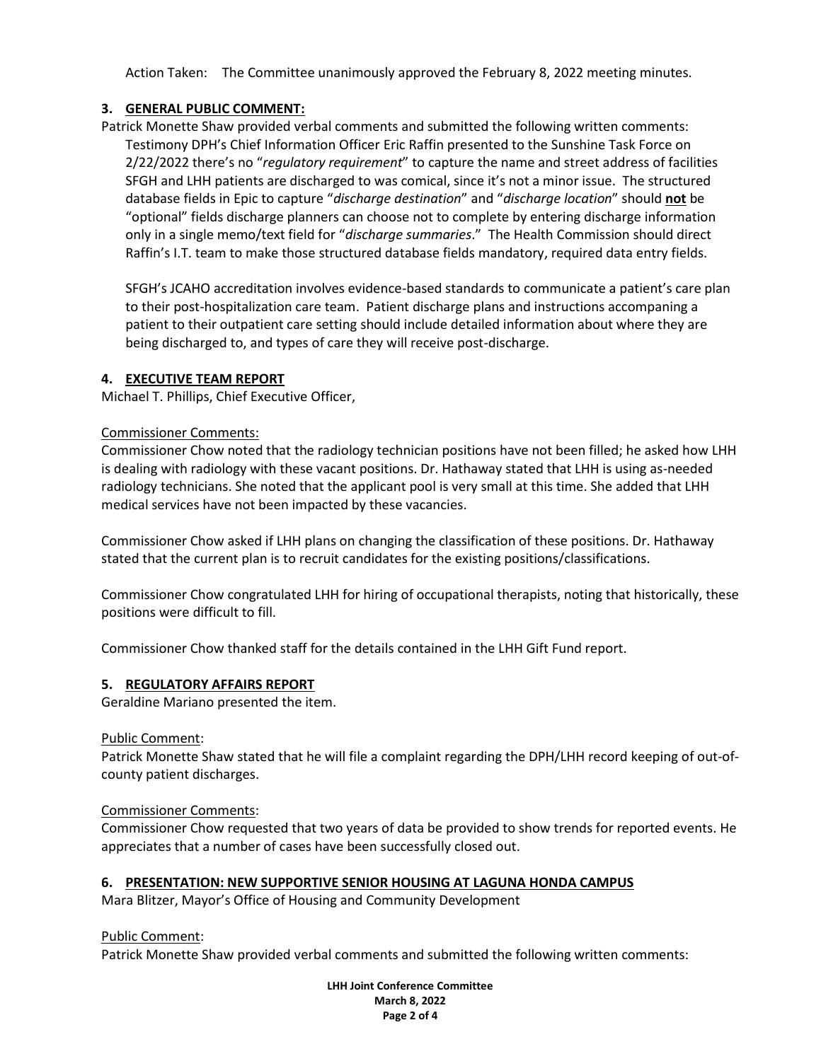Action Taken: The Committee unanimously approved the February 8, 2022 meeting minutes.

## 3. **GENERAL PUBLIC COMMENT:**

Patrick Monette Shaw provided verbal comments and submitted the following written comments:

Testimony DPH's Chief Information Officer Eric Raffin presented to the Sunshine Task Force on 2/22/2022 there's no "*regulatory requirement*" to capture the name and street address of facilities SFGH and LHH patients are discharged to was comical, since it's not a minor issue. The structured database fields in Epic to capture "*discharge destination*" and "*discharge location*" should **not** be "optional" fields discharge planners can choose not to complete by entering discharge information only in a single memo/text field for "*discharge summaries*." The Health Commission should direct Raffin's I.T. team to make those structured database fields mandatory, required data entry fields.

SFGH's JCAHO accreditation involves evidence-based standards to communicate a patient's care plan to their post-hospitalization care team. Patient discharge plans and instructions accompaning a patient to their outpatient care setting should include detailed information about where they are being discharged to, and types of care they will receive post-discharge.

## 4. **EXECUTIVE TEAM REPORT**

Michael T. Phillips, Chief Executive Officer,

Commissioner Comments:

Commissioner Chow noted that the radiology technician positions have not been filled; he asked how LHH is dealing with radiology with these vacant positions. Dr. Hathaway stated that LHH is using as-needed radiology technicians. She noted that the applicant pool is very small at this time. She added that LHH medical services have not been impacted by these vacancies.

Commissioner Chow asked if LHH plans on changing the classification of these positions. Dr. Hathaway stated that the current plan is to recruit candidates for the existing positions/classifications.

Commissioner Chow congratulated LHH for hiring of occupational therapists, noting that historically, these positions were difficult to fill.

Commissioner Chow thanked staff for the details contained in the LHH Gift Fund report.

## 5. **REGULATORY AFFAIRS REPORT**

Geraldine Mariano presented the item.

Public Comment:

Patrick Monette Shaw stated that he will file a complaint regarding the DPH/LHH record keeping of out-of-county patient discharges.

Commissioner Comments:

Commissioner Chow requested that two years of data be provided to show trends for reported events. He appreciates that a number of cases have been successfully closed out.

## 6. **PRESENTATION: NEW SUPPORTIVE SENIOR HOUSING AT LAGUNA HONDA CAMPUS**

Mara Blitzer, Mayor's Office of Housing and Community Development

Public Comment:

Patrick Monette Shaw provided verbal comments and submitted the following written comments: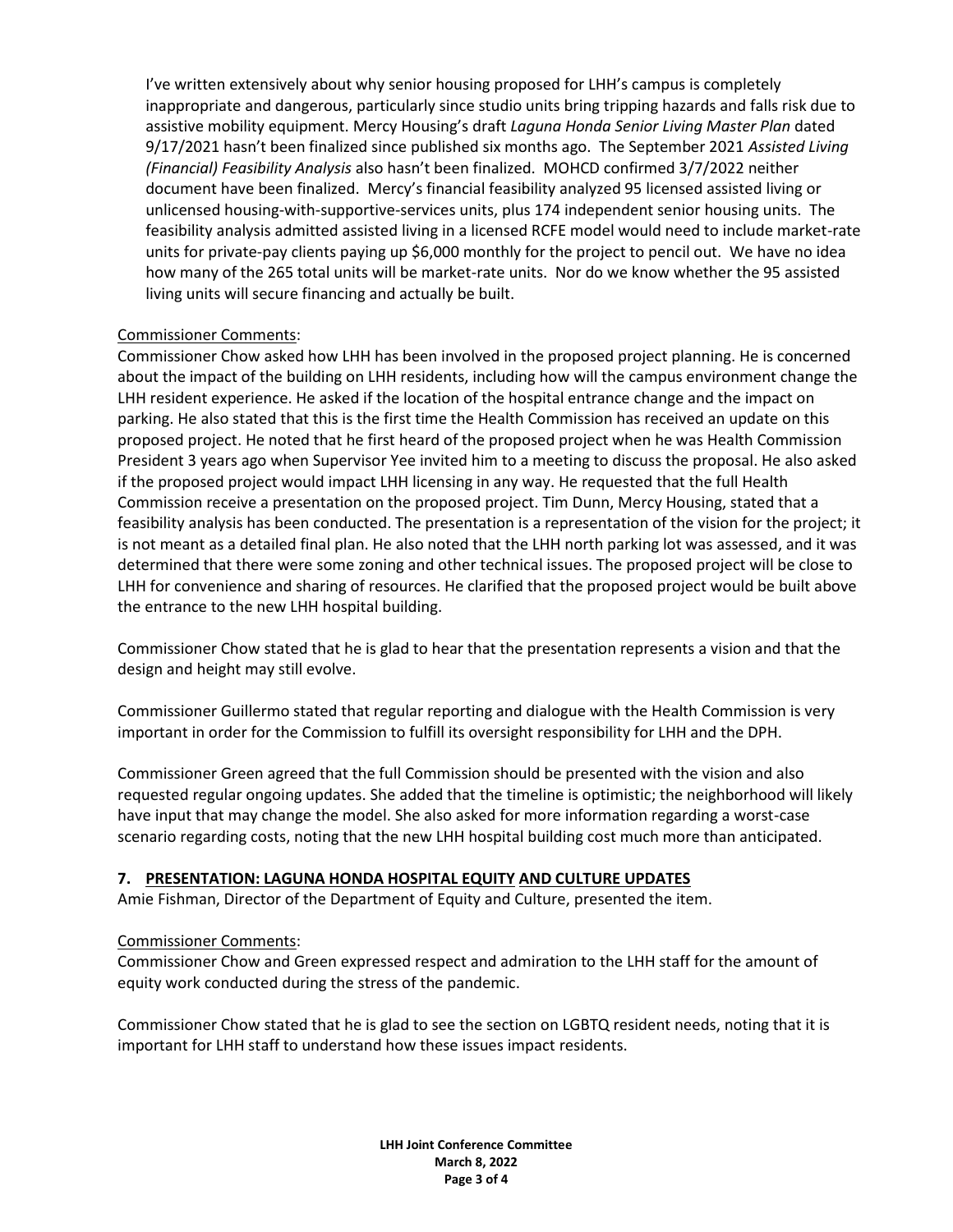I've written extensively about why senior housing proposed for LHH's campus is completely inappropriate and dangerous, particularly since studio units bring tripping hazards and falls risk due to assistive mobility equipment. Mercy Housing's draft *Laguna Honda Senior Living Master Plan* dated 9/17/2021 hasn't been finalized since published six months ago. The September 2021 *Assisted Living (Financial) Feasibility Analysis* also hasn't been finalized. MOHCD confirmed 3/7/2022 neither document have been finalized. Mercy's financial feasibility analyzed 95 licensed assisted living or unlicensed housing-with-supportive-services units, plus 174 independent senior housing units. The feasibility analysis admitted assisted living in a licensed RCFE model would need to include market-rate units for private-pay clients paying up $6,000 monthly for the project to pencil out. We have no idea how many of the 265 total units will be market-rate units. Nor do we know whether the 95 assisted living units will secure financing and actually be built.

Commissioner Comments:

Commissioner Chow asked how LHH has been involved in the proposed project planning. He is concerned about the impact of the building on LHH residents, including how will the campus environment change the LHH resident experience. He asked if the location of the hospital entrance change and the impact on parking. He also stated that this is the first time the Health Commission has received an update on this proposed project. He noted that he first heard of the proposed project when he was Health Commission President 3 years ago when Supervisor Yee invited him to a meeting to discuss the proposal. He also asked if the proposed project would impact LHH licensing in any way. He requested that the full Health Commission receive a presentation on the proposed project. Tim Dunn, Mercy Housing, stated that a feasibility analysis has been conducted. The presentation is a representation of the vision for the project; it is not meant as a detailed final plan. He also noted that the LHH north parking lot was assessed, and it was determined that there were some zoning and other technical issues. The proposed project will be close to LHH for convenience and sharing of resources. He clarified that the proposed project would be built above the entrance to the new LHH hospital building.

Commissioner Chow stated that he is glad to hear that the presentation represents a vision and that the design and height may still evolve.

Commissioner Guillermo stated that regular reporting and dialogue with the Health Commission is very important in order for the Commission to fulfill its oversight responsibility for LHH and the DPH.

Commissioner Green agreed that the full Commission should be presented with the vision and also requested regular ongoing updates. She added that the timeline is optimistic; the neighborhood will likely have input that may change the model. She also asked for more information regarding a worst-case scenario regarding costs, noting that the new LHH hospital building cost much more than anticipated.

## 7. PRESENTATION: LAGUNA HONDA HOSPITAL EQUITY AND CULTURE UPDATES

Amie Fishman, Director of the Department of Equity and Culture, presented the item.

Commissioner Comments:

Commissioner Chow and Green expressed respect and admiration to the LHH staff for the amount of equity work conducted during the stress of the pandemic.

Commissioner Chow stated that he is glad to see the section on LGBTQ resident needs, noting that it is important for LHH staff to understand how these issues impact residents.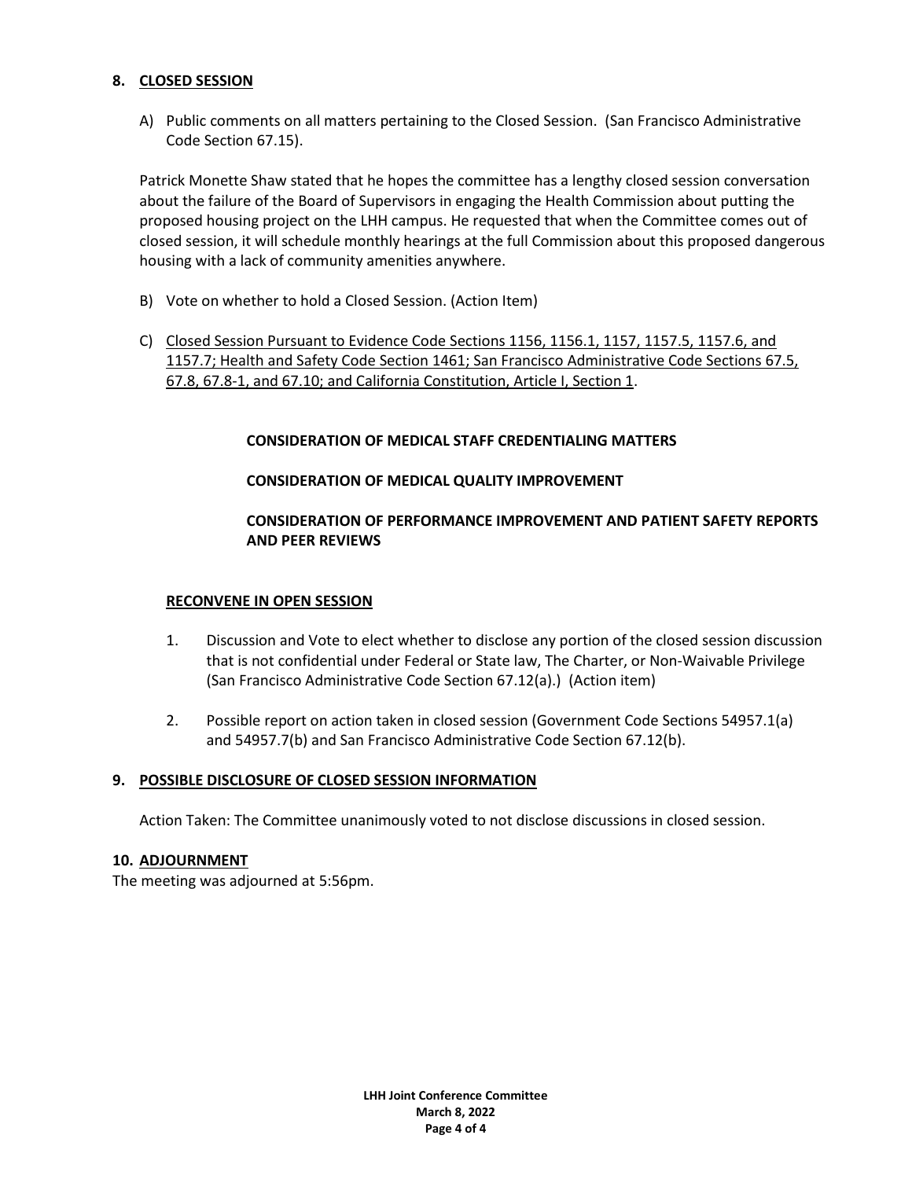## 8. CLOSED SESSION

A) Public comments on all matters pertaining to the Closed Session. (San Francisco Administrative Code Section 67.15).

Patrick Monette Shaw stated that he hopes the committee has a lengthy closed session conversation about the failure of the Board of Supervisors in engaging the Health Commission about putting the proposed housing project on the LHH campus. He requested that when the Committee comes out of closed session, it will schedule monthly hearings at the full Commission about this proposed dangerous housing with a lack of community amenities anywhere.

B) Vote on whether to hold a Closed Session. (Action Item)

C) Closed Session Pursuant to Evidence Code Sections 1156, 1156.1, 1157, 1157.5, 1157.6, and 1157.7; Health and Safety Code Section 1461; San Francisco Administrative Code Sections 67.5, 67.8, 67.8-1, and 67.10; and California Constitution, Article I, Section 1.

**CONSIDERATION OF MEDICAL STAFF CREDENTIALING MATTERS**

**CONSIDERATION OF MEDICAL QUALITY IMPROVEMENT**

**CONSIDERATION OF PERFORMANCE IMPROVEMENT AND PATIENT SAFETY REPORTS AND PEER REVIEWS**

**RECONVENE IN OPEN SESSION**

1. Discussion and Vote to elect whether to disclose any portion of the closed session discussion that is not confidential under Federal or State law, The Charter, or Non-Waivable Privilege (San Francisco Administrative Code Section 67.12(a).) (Action item)

2. Possible report on action taken in closed session (Government Code Sections 54957.1(a) and 54957.7(b) and San Francisco Administrative Code Section 67.12(b).

## 9. POSSIBLE DISCLOSURE OF CLOSED SESSION INFORMATION

Action Taken: The Committee unanimously voted to not disclose discussions in closed session.

## 10. ADJOURNMENT

The meeting was adjourned at 5:56pm.